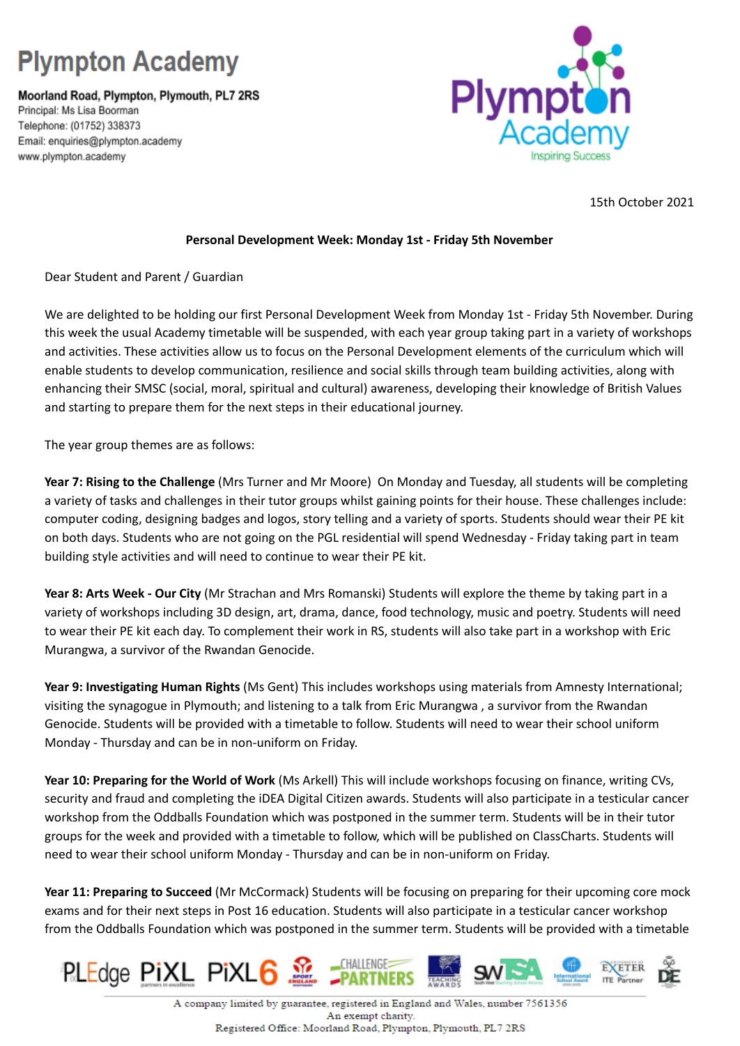# Plympton Academy

**Moorland Road, Plympton, Plymouth, PL7 2RS**
Principal: Ms Lisa Boorman
Telephone: (01752) 338373
Email: enquiries@plympton.academy
www.plympton.academy

15th October 2021

**Personal Development Week: Monday 1st - Friday 5th November**

Dear Student and Parent / Guardian

We are delighted to be holding our first Personal Development Week from Monday 1st - Friday 5th November. During this week the usual Academy timetable will be suspended, with each year group taking part in a variety of workshops and activities. These activities allow us to focus on the Personal Development elements of the curriculum which will enable students to develop communication, resilience and social skills through team building activities, along with enhancing their SMSC (social, moral, spiritual and cultural) awareness, developing their knowledge of British Values and starting to prepare them for the next steps in their educational journey.

The year group themes are as follows:

**Year 7: Rising to the Challenge** (Mrs Turner and Mr Moore) On Monday and Tuesday, all students will be completing a variety of tasks and challenges in their tutor groups whilst gaining points for their house. These challenges include: computer coding, designing badges and logos, story telling and a variety of sports. Students should wear their PE kit on both days. Students who are not going on the PGL residential will spend Wednesday - Friday taking part in team building style activities and will need to continue to wear their PE kit.

**Year 8: Arts Week - Our City** (Mr Strachan and Mrs Romanski) Students will explore the theme by taking part in a variety of workshops including 3D design, art, drama, dance, food technology, music and poetry. Students will need to wear their PE kit each day. To complement their work in RS, students will also take part in a workshop with Eric Murangwa, a survivor of the Rwandan Genocide.

**Year 9: Investigating Human Rights** (Ms Gent) This includes workshops using materials from Amnesty International; visiting the synagogue in Plymouth; and listening to a talk from Eric Murangwa , a survivor from the Rwandan Genocide. Students will be provided with a timetable to follow. Students will need to wear their school uniform Monday - Thursday and can be in non-uniform on Friday.

**Year 10: Preparing for the World of Work** (Ms Arkell) This will include workshops focusing on finance, writing CVs, security and fraud and completing the iDEA Digital Citizen awards. Students will also participate in a testicular cancer workshop from the Oddballs Foundation which was postponed in the summer term. Students will be in their tutor groups for the week and provided with a timetable to follow, which will be published on ClassCharts. Students will need to wear their school uniform Monday - Thursday and can be in non-uniform on Friday.

**Year 11: Preparing to Succeed** (Mr McCormack) Students will be focusing on preparing for their upcoming core mock exams and for their next steps in Post 16 education. Students will also participate in a testicular cancer workshop from the Oddballs Foundation which was postponed in the summer term. Students will be provided with a timetable

A company limited by guarantee, registered in England and Wales, number 7561356
An exempt charity.
Registered Office: Moorland Road, Plympton, Plymouth, PL7 2RS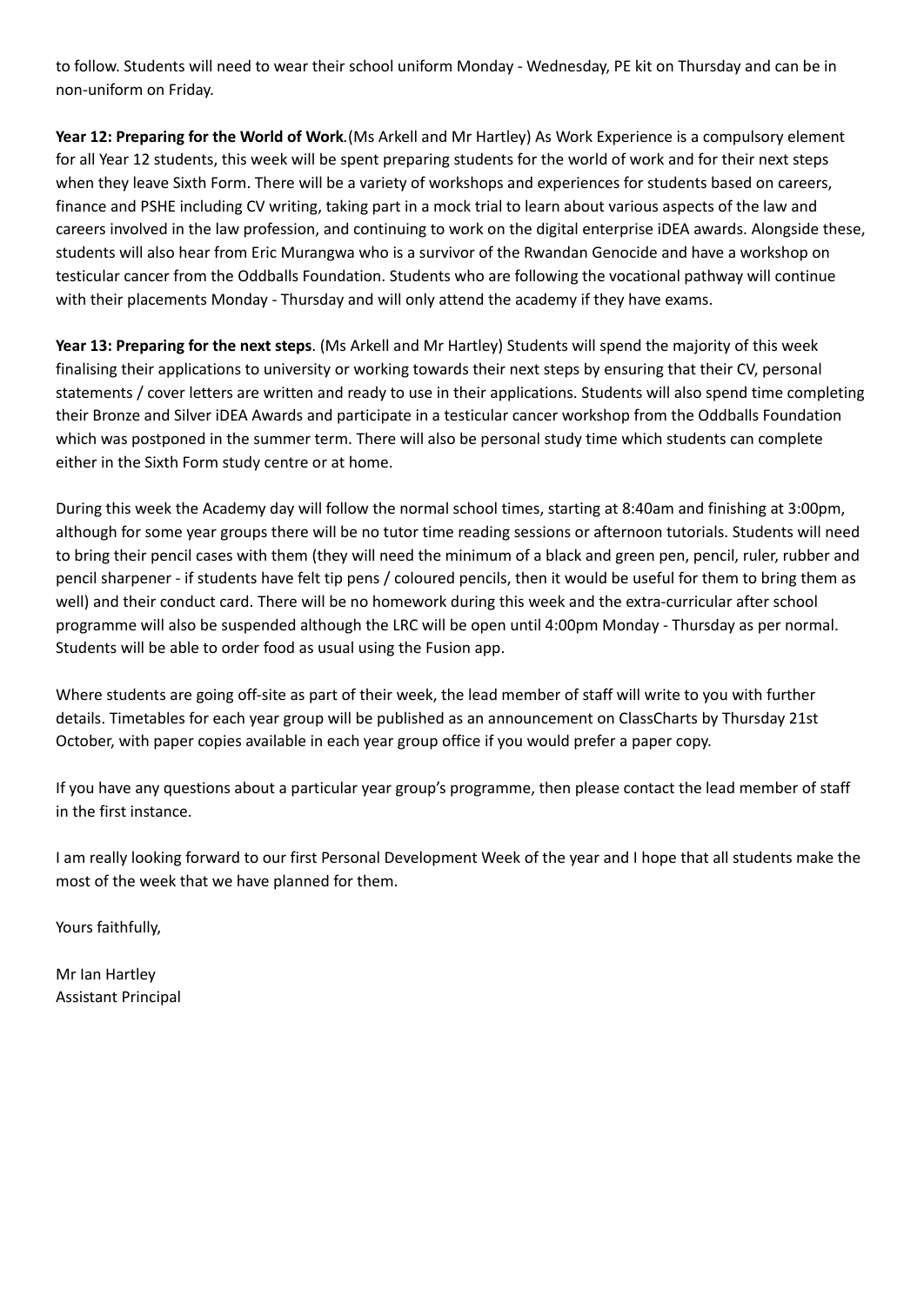to follow. Students will need to wear their school uniform Monday - Wednesday, PE kit on Thursday and can be in non-uniform on Friday.

**Year 12: Preparing for the World of Work**.(Ms Arkell and Mr Hartley) As Work Experience is a compulsory element for all Year 12 students, this week will be spent preparing students for the world of work and for their next steps when they leave Sixth Form. There will be a variety of workshops and experiences for students based on careers, finance and PSHE including CV writing, taking part in a mock trial to learn about various aspects of the law and careers involved in the law profession, and continuing to work on the digital enterprise iDEA awards. Alongside these, students will also hear from Eric Murangwa who is a survivor of the Rwandan Genocide and have a workshop on testicular cancer from the Oddballs Foundation. Students who are following the vocational pathway will continue with their placements Monday - Thursday and will only attend the academy if they have exams.

**Year 13: Preparing for the next steps**. (Ms Arkell and Mr Hartley) Students will spend the majority of this week finalising their applications to university or working towards their next steps by ensuring that their CV, personal statements / cover letters are written and ready to use in their applications. Students will also spend time completing their Bronze and Silver iDEA Awards and participate in a testicular cancer workshop from the Oddballs Foundation which was postponed in the summer term. There will also be personal study time which students can complete either in the Sixth Form study centre or at home.

During this week the Academy day will follow the normal school times, starting at 8:40am and finishing at 3:00pm, although for some year groups there will be no tutor time reading sessions or afternoon tutorials. Students will need to bring their pencil cases with them (they will need the minimum of a black and green pen, pencil, ruler, rubber and pencil sharpener - if students have felt tip pens / coloured pencils, then it would be useful for them to bring them as well) and their conduct card. There will be no homework during this week and the extra-curricular after school programme will also be suspended although the LRC will be open until 4:00pm Monday - Thursday as per normal. Students will be able to order food as usual using the Fusion app.

Where students are going off-site as part of their week, the lead member of staff will write to you with further details. Timetables for each year group will be published as an announcement on ClassCharts by Thursday 21st October, with paper copies available in each year group office if you would prefer a paper copy.

If you have any questions about a particular year group's programme, then please contact the lead member of staff in the first instance.

I am really looking forward to our first Personal Development Week of the year and I hope that all students make the most of the week that we have planned for them.

Yours faithfully,

Mr Ian Hartley
Assistant Principal